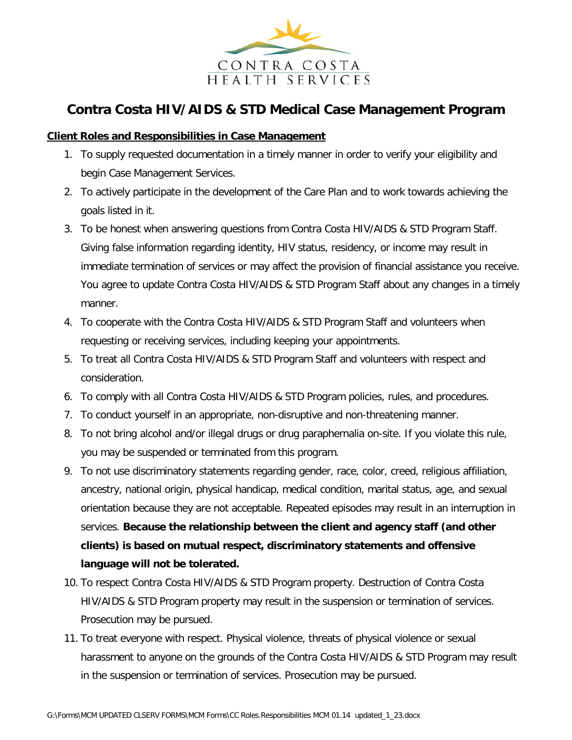CONTRA COSTA
HEALTH SERVICES

# Contra Costa HIV/AIDS & STD Medical Case Management Program

**Client Roles and Responsibilities in Case Management**

1. To supply requested documentation in a timely manner in order to verify your eligibility and begin Case Management Services.
2. To actively participate in the development of the Care Plan and to work towards achieving the goals listed in it.
3. To be honest when answering questions from Contra Costa HIV/AIDS & STD Program Staff. Giving false information regarding identity, HIV status, residency, or income may result in immediate termination of services or may affect the provision of financial assistance you receive. You agree to update Contra Costa HIV/AIDS & STD Program Staff about any changes in a timely manner.
4. To cooperate with the Contra Costa HIV/AIDS & STD Program Staff and volunteers when requesting or receiving services, including keeping your appointments.
5. To treat all Contra Costa HIV/AIDS & STD Program Staff and volunteers with respect and consideration.
6. To comply with all Contra Costa HIV/AIDS & STD Program policies, rules, and procedures.
7. To conduct yourself in an appropriate, non-disruptive and non-threatening manner.
8. To not bring alcohol and/or illegal drugs or drug paraphernalia on-site. If you violate this rule, you may be suspended or terminated from this program.
9. To not use discriminatory statements regarding gender, race, color, creed, religious affiliation, ancestry, national origin, physical handicap, medical condition, marital status, age, and sexual orientation because they are not acceptable. Repeated episodes may result in an interruption in services. **Because the relationship between the client and agency staff (and other clients) is based on mutual respect, discriminatory statements and offensive language will not be tolerated.**
10. To respect Contra Costa HIV/AIDS & STD Program property. Destruction of Contra Costa HIV/AIDS & STD Program property may result in the suspension or termination of services. Prosecution may be pursued.
11. To treat everyone with respect. Physical violence, threats of physical violence or sexual harassment to anyone on the grounds of the Contra Costa HIV/AIDS & STD Program may result in the suspension or termination of services. Prosecution may be pursued.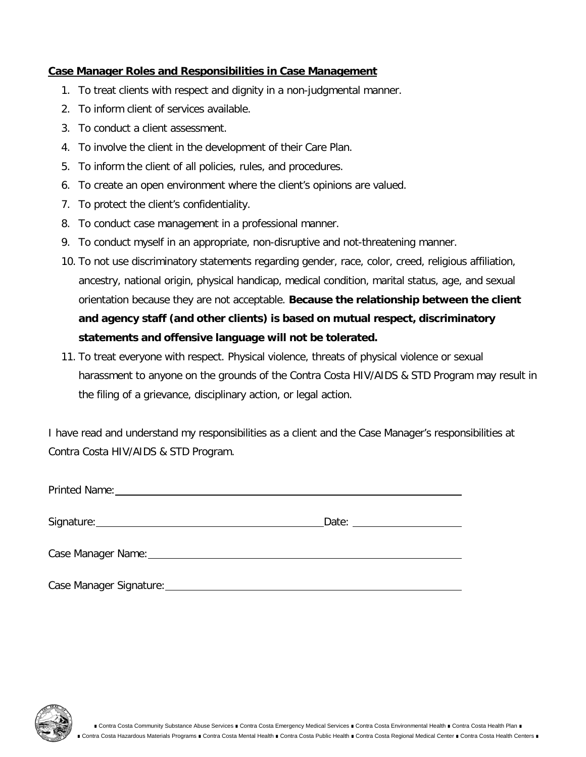**Case Manager Roles and Responsibilities in Case Management**

1. To treat clients with respect and dignity in a non-judgmental manner.
2. To inform client of services available.
3. To conduct a client assessment.
4. To involve the client in the development of their Care Plan.
5. To inform the client of all policies, rules, and procedures.
6. To create an open environment where the client's opinions are valued.
7. To protect the client's confidentiality.
8. To conduct case management in a professional manner.
9. To conduct myself in an appropriate, non-disruptive and not-threatening manner.
10. To not use discriminatory statements regarding gender, race, color, creed, religious affiliation, ancestry, national origin, physical handicap, medical condition, marital status, age, and sexual orientation because they are not acceptable. **Because the relationship between the client and agency staff (and other clients) is based on mutual respect, discriminatory statements and offensive language will not be tolerated.**
11. To treat everyone with respect. Physical violence, threats of physical violence or sexual harassment to anyone on the grounds of the Contra Costa HIV/AIDS & STD Program may result in the filing of a grievance, disciplinary action, or legal action.

I have read and understand my responsibilities as a client and the Case Manager's responsibilities at Contra Costa HIV/AIDS & STD Program.

Printed Name: ______________________________

Signature: ______________________________ Date: ______________

Case Manager Name: ______________________________

Case Manager Signature: ______________________________

∎ Contra Costa Community Substance Abuse Services ∎ Contra Costa Emergency Medical Services ∎ Contra Costa Environmental Health ∎ Contra Costa Health Plan ∎
∎ Contra Costa Hazardous Materials Programs ∎ Contra Costa Mental Health ∎ Contra Costa Public Health ∎ Contra Costa Regional Medical Center ∎ Contra Costa Health Centers ∎